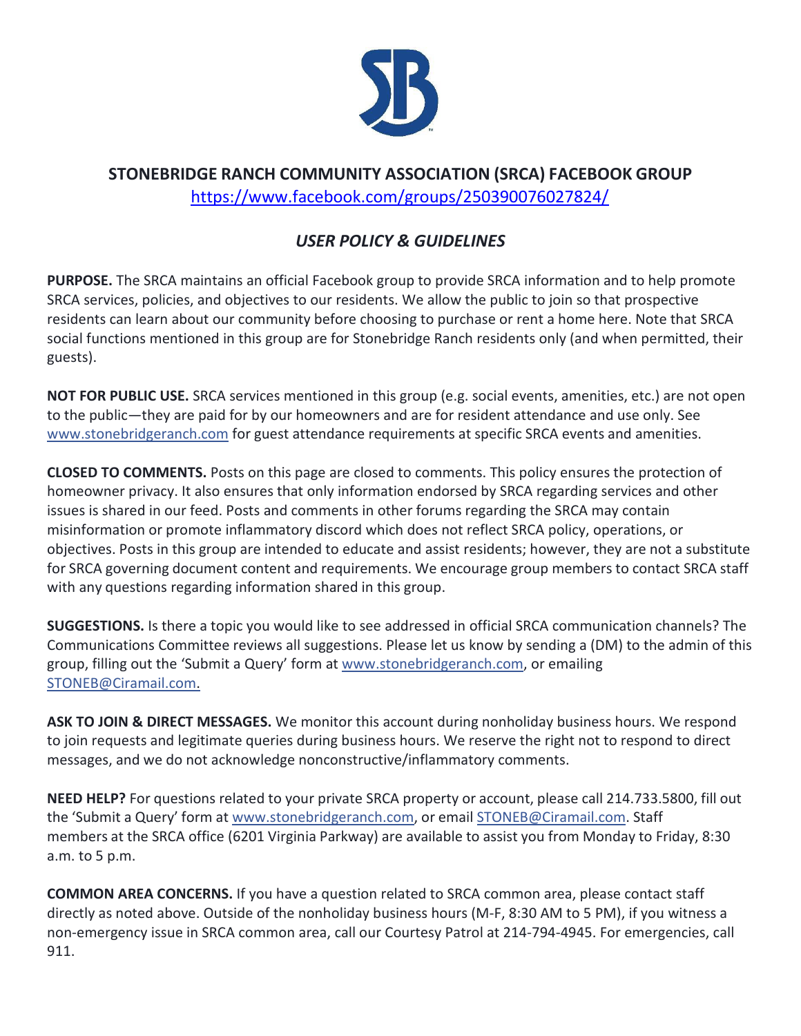# STONEBRIDGE RANCH COMMUNITY ASSOCIATION (SRCA) FACEBOOK GROUP

https://www.facebook.com/groups/250390076027824/

## *USER POLICY & GUIDELINES*

**PURPOSE.** The SRCA maintains an official Facebook group to provide SRCA information and to help promote SRCA services, policies, and objectives to our residents. We allow the public to join so that prospective residents can learn about our community before choosing to purchase or rent a home here. Note that SRCA social functions mentioned in this group are for Stonebridge Ranch residents only (and when permitted, their guests).

**NOT FOR PUBLIC USE.** SRCA services mentioned in this group (e.g. social events, amenities, etc.) are not open to the public—they are paid for by our homeowners and are for resident attendance and use only. See www.stonebridgeranch.com for guest attendance requirements at specific SRCA events and amenities.

**CLOSED TO COMMENTS.** Posts on this page are closed to comments. This policy ensures the protection of homeowner privacy. It also ensures that only information endorsed by SRCA regarding services and other issues is shared in our feed. Posts and comments in other forums regarding the SRCA may contain misinformation or promote inflammatory discord which does not reflect SRCA policy, operations, or objectives. Posts in this group are intended to educate and assist residents; however, they are not a substitute for SRCA governing document content and requirements. We encourage group members to contact SRCA staff with any questions regarding information shared in this group.

**SUGGESTIONS.** Is there a topic you would like to see addressed in official SRCA communication channels? The Communications Committee reviews all suggestions. Please let us know by sending a (DM) to the admin of this group, filling out the 'Submit a Query' form at www.stonebridgeranch.com, or emailing STONEB@Ciramail.com.

**ASK TO JOIN & DIRECT MESSAGES.** We monitor this account during nonholiday business hours. We respond to join requests and legitimate queries during business hours. We reserve the right not to respond to direct messages, and we do not acknowledge nonconstructive/inflammatory comments.

**NEED HELP?** For questions related to your private SRCA property or account, please call 214.733.5800, fill out the 'Submit a Query' form at www.stonebridgeranch.com, or email STONEB@Ciramail.com. Staff members at the SRCA office (6201 Virginia Parkway) are available to assist you from Monday to Friday, 8:30 a.m. to 5 p.m.

**COMMON AREA CONCERNS.** If you have a question related to SRCA common area, please contact staff directly as noted above. Outside of the nonholiday business hours (M-F, 8:30 AM to 5 PM), if you witness a non-emergency issue in SRCA common area, call our Courtesy Patrol at 214-794-4945. For emergencies, call 911.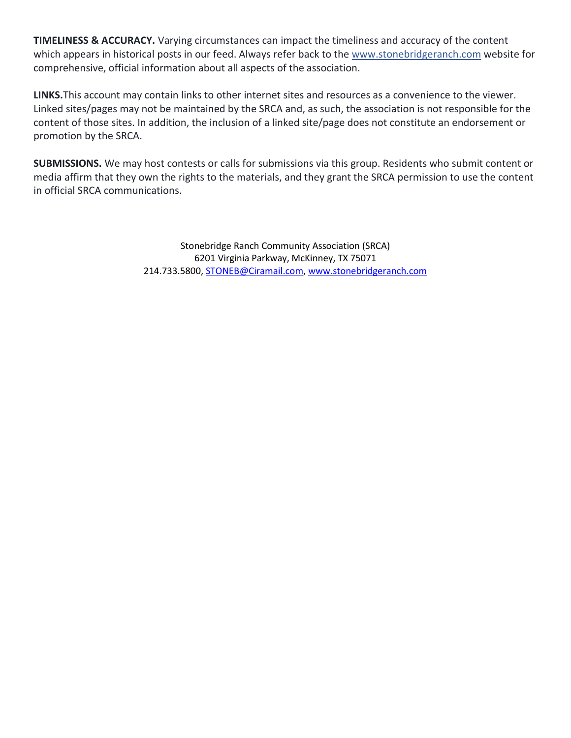**TIMELINESS & ACCURACY.** Varying circumstances can impact the timeliness and accuracy of the content which appears in historical posts in our feed. Always refer back to the www.stonebridgeranch.com website for comprehensive, official information about all aspects of the association.

**LINKS.**This account may contain links to other internet sites and resources as a convenience to the viewer. Linked sites/pages may not be maintained by the SRCA and, as such, the association is not responsible for the content of those sites. In addition, the inclusion of a linked site/page does not constitute an endorsement or promotion by the SRCA.

**SUBMISSIONS.** We may host contests or calls for submissions via this group. Residents who submit content or media affirm that they own the rights to the materials, and they grant the SRCA permission to use the content in official SRCA communications.

Stonebridge Ranch Community Association (SRCA)
6201 Virginia Parkway, McKinney, TX 75071
214.733.5800, STONEB@Ciramail.com, www.stonebridgeranch.com